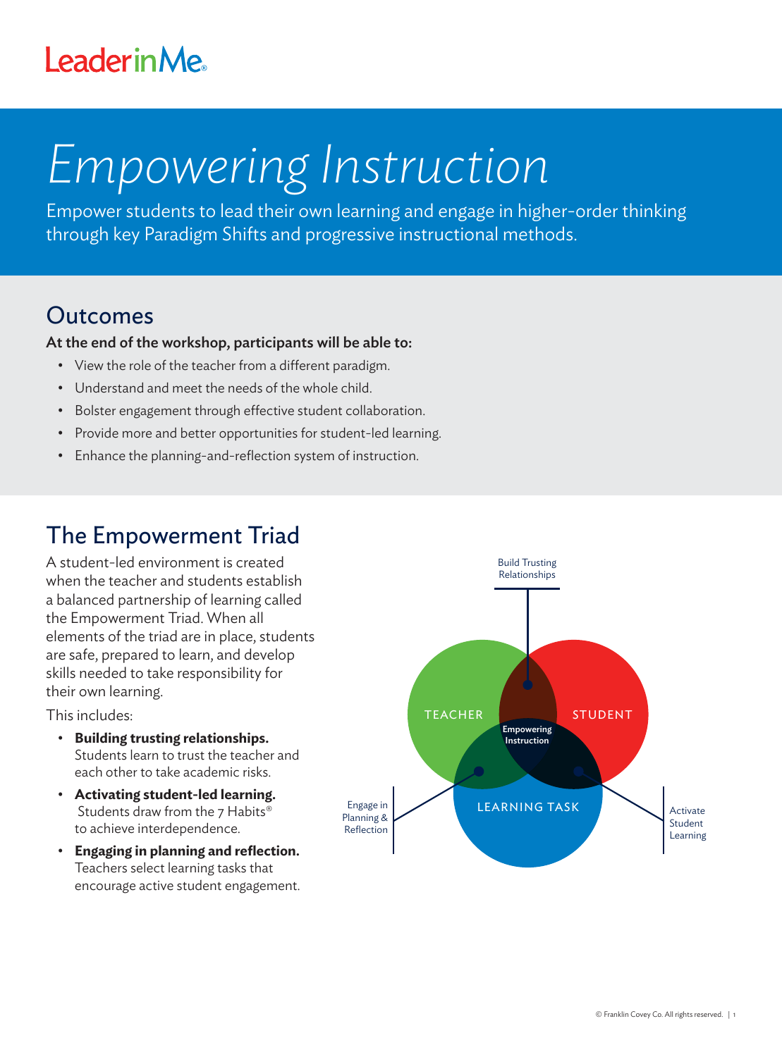Leader in Me

# *Empowering Instruction*

Empower students to lead their own learning and engage in higher-order thinking through key Paradigm Shifts and progressive instructional methods.

## Outcomes

**At the end of the workshop, participants will be able to:**

- View the role of the teacher from a different paradigm.
- Understand and meet the needs of the whole child.
- Bolster engagement through effective student collaboration.
- Provide more and better opportunities for student-led learning.
- Enhance the planning-and-reflection system of instruction.

## The Empowerment Triad

A student-led environment is created when the teacher and students establish a balanced partnership of learning called the Empowerment Triad. When all elements of the triad are in place, students are safe, prepared to learn, and develop skills needed to take responsibility for their own learning.

This includes:

- **Building trusting relationships.** Students learn to trust the teacher and each other to take academic risks.
- **Activating student-led learning.** Students draw from the 7 Habits® to achieve interdependence.
- **Engaging in planning and reflection.** Teachers select learning tasks that encourage active student engagement.

Build Trusting Relationships

TEACHER

STUDENT

Empowering Instruction

LEARNING TASK

Engage in Planning & Reflection

Activate Student Learning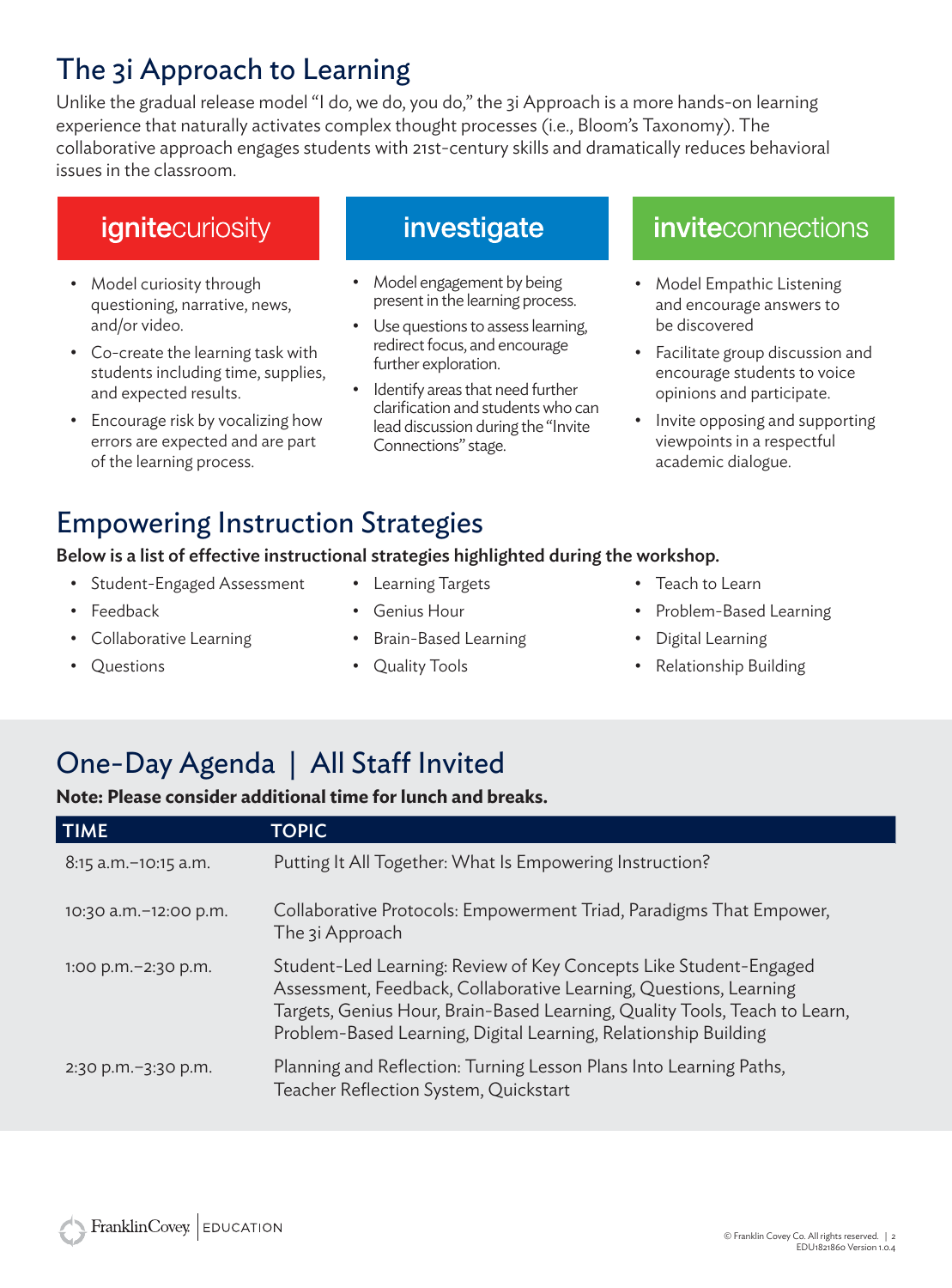## The 3i Approach to Learning

Unlike the gradual release model "I do, we do, you do," the 3i Approach is a more hands-on learning experience that naturally activates complex thought processes (i.e., Bloom's Taxonomy). The collaborative approach engages students with 21st-century skills and dramatically reduces behavioral issues in the classroom.

### ignitecuriosity

- Model curiosity through questioning, narrative, news, and/or video.
- Co-create the learning task with students including time, supplies, and expected results.
- Encourage risk by vocalizing how errors are expected and are part of the learning process.

### investigate

- Model engagement by being present in the learning process.
- Use questions to assess learning, redirect focus, and encourage further exploration.
- Identify areas that need further clarification and students who can lead discussion during the "Invite Connections" stage.

### inviteconnections

- Model Empathic Listening and encourage answers to be discovered
- Facilitate group discussion and encourage students to voice opinions and participate.
- Invite opposing and supporting viewpoints in a respectful academic dialogue.

## Empowering Instruction Strategies

**Below is a list of effective instructional strategies highlighted during the workshop.**

- Student-Engaged Assessment
- Feedback
- Collaborative Learning
- Questions
- Learning Targets
- Genius Hour
- Brain-Based Learning
- Quality Tools
- Teach to Learn
- Problem-Based Learning
- Digital Learning
- Relationship Building

## One-Day Agenda | All Staff Invited

**Note: Please consider additional time for lunch and breaks.**

| TIME | TOPIC |
|---|---|
| 8:15 a.m.–10:15 a.m. | Putting It All Together: What Is Empowering Instruction? |
| 10:30 a.m.–12:00 p.m. | Collaborative Protocols: Empowerment Triad, Paradigms That Empower, The 3i Approach |
| 1:00 p.m.–2:30 p.m. | Student-Led Learning: Review of Key Concepts Like Student-Engaged Assessment, Feedback, Collaborative Learning, Questions, Learning Targets, Genius Hour, Brain-Based Learning, Quality Tools, Teach to Learn, Problem-Based Learning, Digital Learning, Relationship Building |
| 2:30 p.m.–3:30 p.m. | Planning and Reflection: Turning Lesson Plans Into Learning Paths, Teacher Reflection System, Quickstart |

FranklinCovey | EDUCATION

© Franklin Covey Co. All rights reserved.
EDU1821860 Version 1.0.4